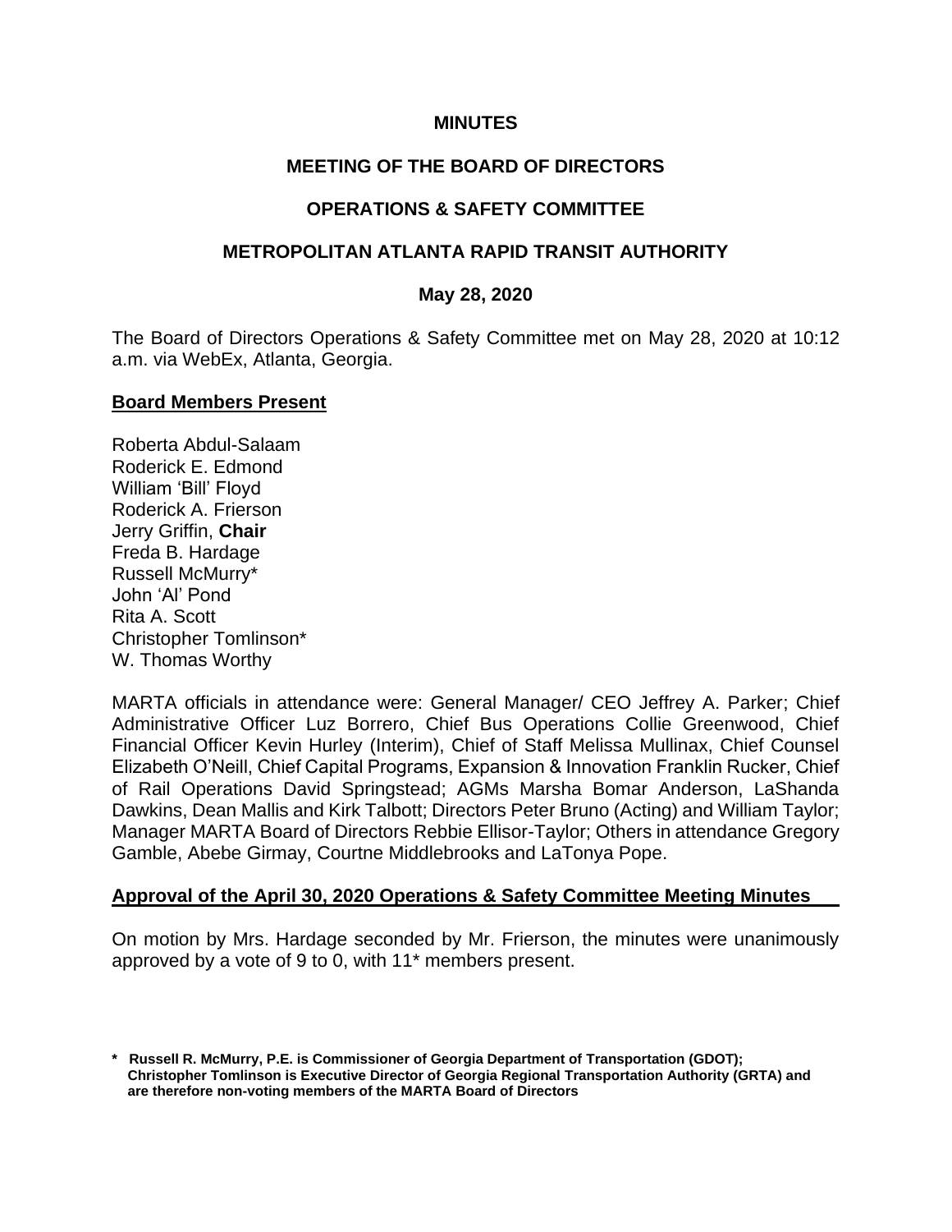**MINUTES**

**MEETING OF THE BOARD OF DIRECTORS**

**OPERATIONS & SAFETY COMMITTEE**

**METROPOLITAN ATLANTA RAPID TRANSIT AUTHORITY**

**May 28, 2020**

The Board of Directors Operations & Safety Committee met on May 28, 2020 at 10:12 a.m. via WebEx, Atlanta, Georgia.

**Board Members Present**

Roberta Abdul-Salaam
Roderick E. Edmond
William 'Bill' Floyd
Roderick A. Frierson
Jerry Griffin, **Chair**
Freda B. Hardage
Russell McMurry*
John 'Al' Pond
Rita A. Scott
Christopher Tomlinson*
W. Thomas Worthy

MARTA officials in attendance were: General Manager/ CEO Jeffrey A. Parker; Chief Administrative Officer Luz Borrero, Chief Bus Operations Collie Greenwood, Chief Financial Officer Kevin Hurley (Interim), Chief of Staff Melissa Mullinax, Chief Counsel Elizabeth O'Neill, Chief Capital Programs, Expansion & Innovation Franklin Rucker, Chief of Rail Operations David Springstead; AGMs Marsha Bomar Anderson, LaShanda Dawkins, Dean Mallis and Kirk Talbott; Directors Peter Bruno (Acting) and William Taylor; Manager MARTA Board of Directors Rebbie Ellisor-Taylor; Others in attendance Gregory Gamble, Abebe Girmay, Courtne Middlebrooks and LaTonya Pope.

**Approval of the April 30, 2020 Operations & Safety Committee Meeting Minutes**

On motion by Mrs. Hardage seconded by Mr. Frierson, the minutes were unanimously approved by a vote of 9 to 0, with 11* members present.

**\* Russell R. McMurry, P.E. is Commissioner of Georgia Department of Transportation (GDOT); Christopher Tomlinson is Executive Director of Georgia Regional Transportation Authority (GRTA) and are therefore non-voting members of the MARTA Board of Directors**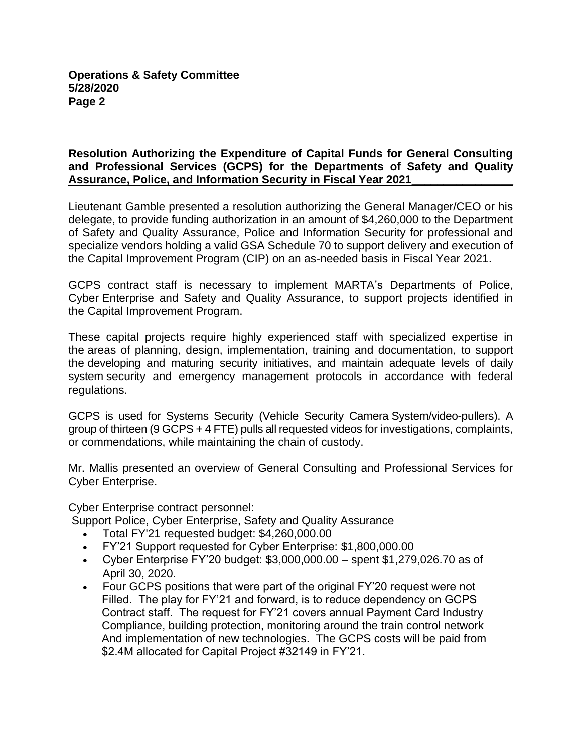**Resolution Authorizing the Expenditure of Capital Funds for General Consulting and Professional Services (GCPS) for the Departments of Safety and Quality Assurance, Police, and Information Security in Fiscal Year 2021**

Lieutenant Gamble presented a resolution authorizing the General Manager/CEO or his delegate, to provide funding authorization in an amount of $4,260,000 to the Department of Safety and Quality Assurance, Police and Information Security for professional and specialize vendors holding a valid GSA Schedule 70 to support delivery and execution of the Capital Improvement Program (CIP) on an as-needed basis in Fiscal Year 2021.

GCPS contract staff is necessary to implement MARTA's Departments of Police, Cyber Enterprise and Safety and Quality Assurance, to support projects identified in the Capital Improvement Program.

These capital projects require highly experienced staff with specialized expertise in the areas of planning, design, implementation, training and documentation, to support the developing and maturing security initiatives, and maintain adequate levels of daily system security and emergency management protocols in accordance with federal regulations.

GCPS is used for Systems Security (Vehicle Security Camera System/video-pullers). A group of thirteen (9 GCPS + 4 FTE) pulls all requested videos for investigations, complaints, or commendations, while maintaining the chain of custody.

Mr. Mallis presented an overview of General Consulting and Professional Services for Cyber Enterprise.

Cyber Enterprise contract personnel:
Support Police, Cyber Enterprise, Safety and Quality Assurance

- Total FY'21 requested budget: $4,260,000.00
- FY'21 Support requested for Cyber Enterprise: $1,800,000.00
- Cyber Enterprise FY'20 budget: $3,000,000.00 – spent $1,279,026.70 as of April 30, 2020.
- Four GCPS positions that were part of the original FY'20 request were not Filled. The play for FY'21 and forward, is to reduce dependency on GCPS Contract staff. The request for FY'21 covers annual Payment Card Industry Compliance, building protection, monitoring around the train control network And implementation of new technologies. The GCPS costs will be paid from $2.4M allocated for Capital Project #32149 in FY'21.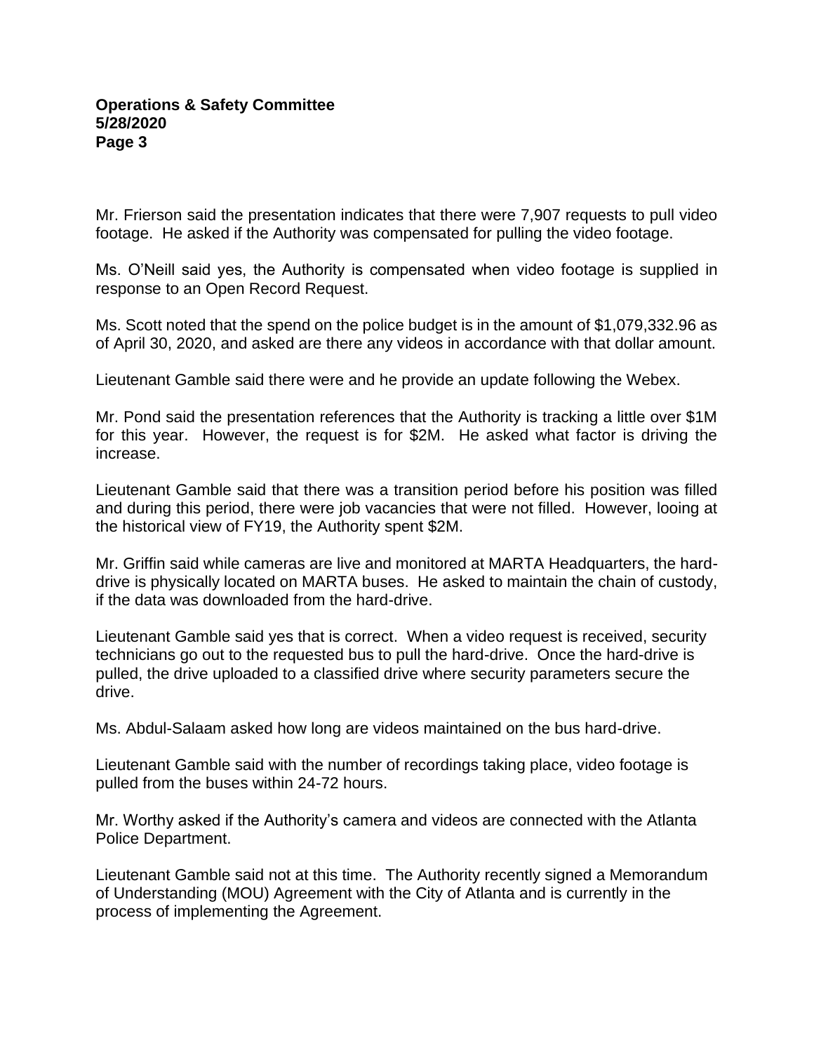Mr. Frierson said the presentation indicates that there were 7,907 requests to pull video footage. He asked if the Authority was compensated for pulling the video footage.

Ms. O'Neill said yes, the Authority is compensated when video footage is supplied in response to an Open Record Request.

Ms. Scott noted that the spend on the police budget is in the amount of $1,079,332.96 as of April 30, 2020, and asked are there any videos in accordance with that dollar amount.

Lieutenant Gamble said there were and he provide an update following the Webex.

Mr. Pond said the presentation references that the Authority is tracking a little over $1M for this year. However, the request is for $2M. He asked what factor is driving the increase.

Lieutenant Gamble said that there was a transition period before his position was filled and during this period, there were job vacancies that were not filled. However, looing at the historical view of FY19, the Authority spent $2M.

Mr. Griffin said while cameras are live and monitored at MARTA Headquarters, the hard-drive is physically located on MARTA buses. He asked to maintain the chain of custody, if the data was downloaded from the hard-drive.

Lieutenant Gamble said yes that is correct. When a video request is received, security technicians go out to the requested bus to pull the hard-drive. Once the hard-drive is pulled, the drive uploaded to a classified drive where security parameters secure the drive.

Ms. Abdul-Salaam asked how long are videos maintained on the bus hard-drive.

Lieutenant Gamble said with the number of recordings taking place, video footage is pulled from the buses within 24-72 hours.

Mr. Worthy asked if the Authority's camera and videos are connected with the Atlanta Police Department.

Lieutenant Gamble said not at this time. The Authority recently signed a Memorandum of Understanding (MOU) Agreement with the City of Atlanta and is currently in the process of implementing the Agreement.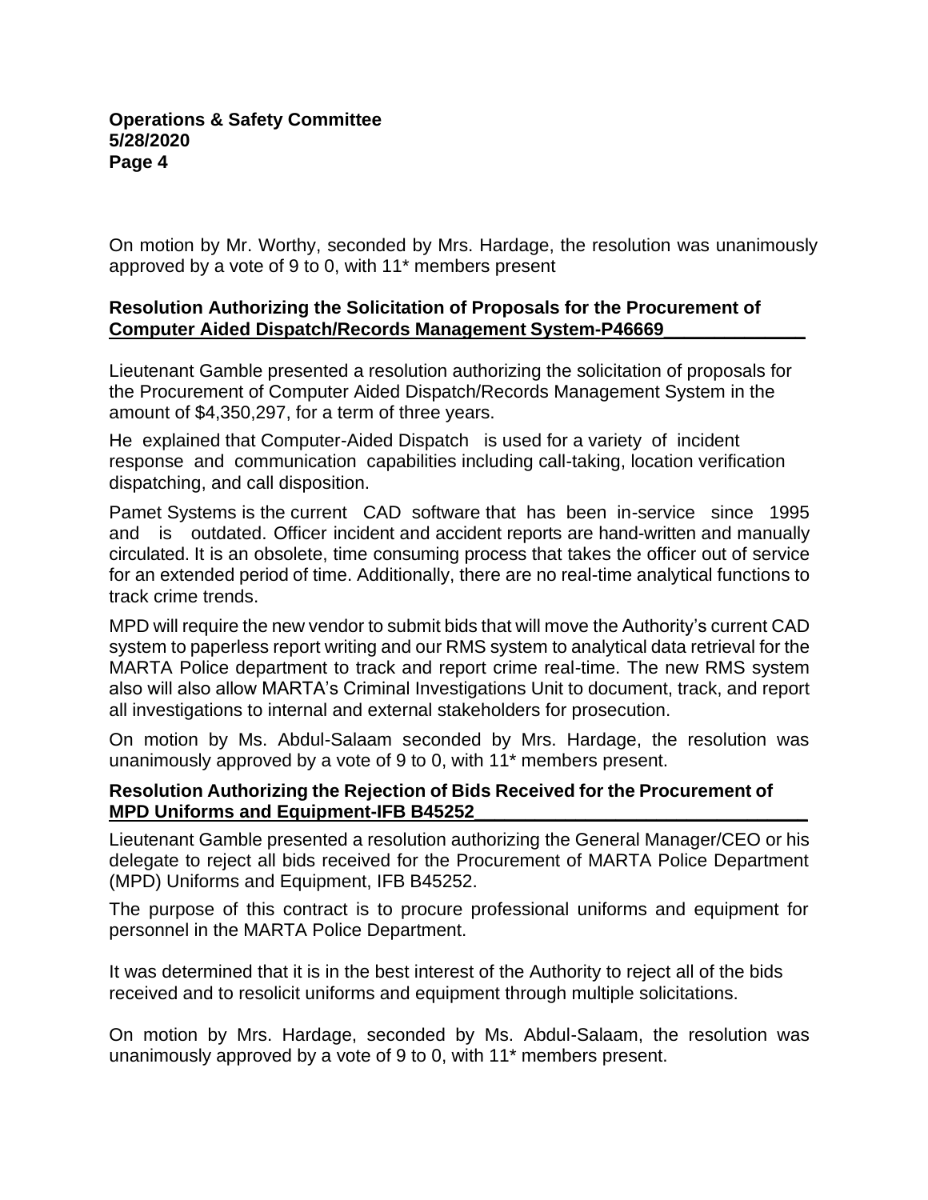On motion by Mr. Worthy, seconded by Mrs. Hardage, the resolution was unanimously approved by a vote of 9 to 0, with 11* members present

**Resolution Authorizing the Solicitation of Proposals for the Procurement of Computer Aided Dispatch/Records Management System-P46669**

Lieutenant Gamble presented a resolution authorizing the solicitation of proposals for the Procurement of Computer Aided Dispatch/Records Management System in the amount of $4,350,297, for a term of three years.

He explained that Computer-Aided Dispatch is used for a variety of incident response and communication capabilities including call-taking, location verification dispatching, and call disposition.

Pamet Systems is the current CAD software that has been in-service since 1995 and is outdated. Officer incident and accident reports are hand-written and manually circulated. It is an obsolete, time consuming process that takes the officer out of service for an extended period of time. Additionally, there are no real-time analytical functions to track crime trends.

MPD will require the new vendor to submit bids that will move the Authority's current CAD system to paperless report writing and our RMS system to analytical data retrieval for the MARTA Police department to track and report crime real-time. The new RMS system also will also allow MARTA's Criminal Investigations Unit to document, track, and report all investigations to internal and external stakeholders for prosecution.

On motion by Ms. Abdul-Salaam seconded by Mrs. Hardage, the resolution was unanimously approved by a vote of 9 to 0, with 11* members present.

**Resolution Authorizing the Rejection of Bids Received for the Procurement of MPD Uniforms and Equipment-IFB B45252**

Lieutenant Gamble presented a resolution authorizing the General Manager/CEO or his delegate to reject all bids received for the Procurement of MARTA Police Department (MPD) Uniforms and Equipment, IFB B45252.

The purpose of this contract is to procure professional uniforms and equipment for personnel in the MARTA Police Department.

It was determined that it is in the best interest of the Authority to reject all of the bids received and to resolicit uniforms and equipment through multiple solicitations.

On motion by Mrs. Hardage, seconded by Ms. Abdul-Salaam, the resolution was unanimously approved by a vote of 9 to 0, with 11* members present.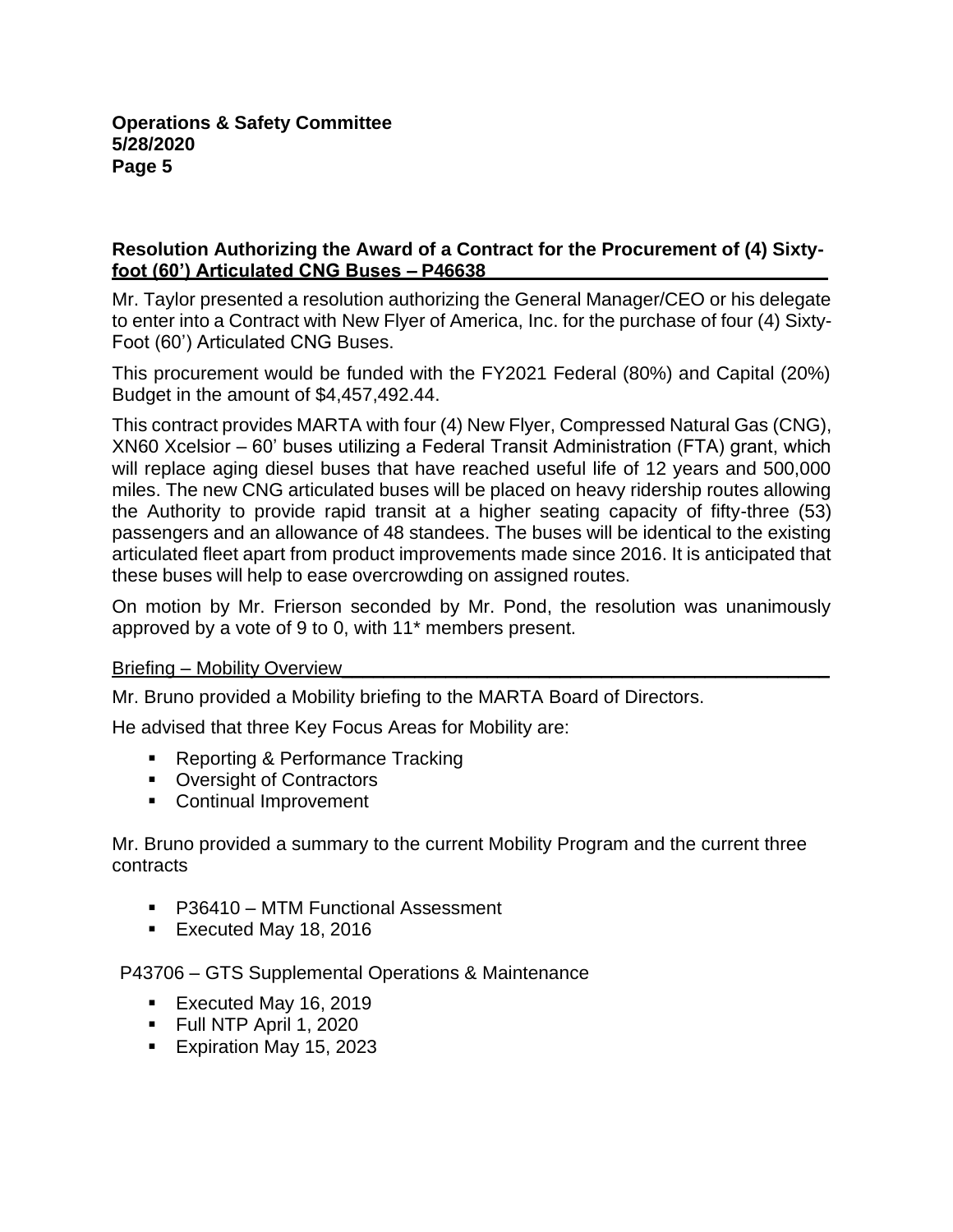**Resolution Authorizing the Award of a Contract for the Procurement of (4) Sixty-foot (60') Articulated CNG Buses – P46638**

Mr. Taylor presented a resolution authorizing the General Manager/CEO or his delegate to enter into a Contract with New Flyer of America, Inc. for the purchase of four (4) Sixty-Foot (60') Articulated CNG Buses.

This procurement would be funded with the FY2021 Federal (80%) and Capital (20%) Budget in the amount of $4,457,492.44.

This contract provides MARTA with four (4) New Flyer, Compressed Natural Gas (CNG), XN60 Xcelsior – 60' buses utilizing a Federal Transit Administration (FTA) grant, which will replace aging diesel buses that have reached useful life of 12 years and 500,000 miles. The new CNG articulated buses will be placed on heavy ridership routes allowing the Authority to provide rapid transit at a higher seating capacity of fifty-three (53) passengers and an allowance of 48 standees. The buses will be identical to the existing articulated fleet apart from product improvements made since 2016. It is anticipated that these buses will help to ease overcrowding on assigned routes.

On motion by Mr. Frierson seconded by Mr. Pond, the resolution was unanimously approved by a vote of 9 to 0, with 11* members present.

Briefing – Mobility Overview

Mr. Bruno provided a Mobility briefing to the MARTA Board of Directors.

He advised that three Key Focus Areas for Mobility are:

- Reporting & Performance Tracking
- Oversight of Contractors
- Continual Improvement

Mr. Bruno provided a summary to the current Mobility Program and the current three contracts

- P36410 – MTM Functional Assessment
- Executed May 18, 2016

P43706 – GTS Supplemental Operations & Maintenance

- Executed May 16, 2019
- Full NTP April 1, 2020
- Expiration May 15, 2023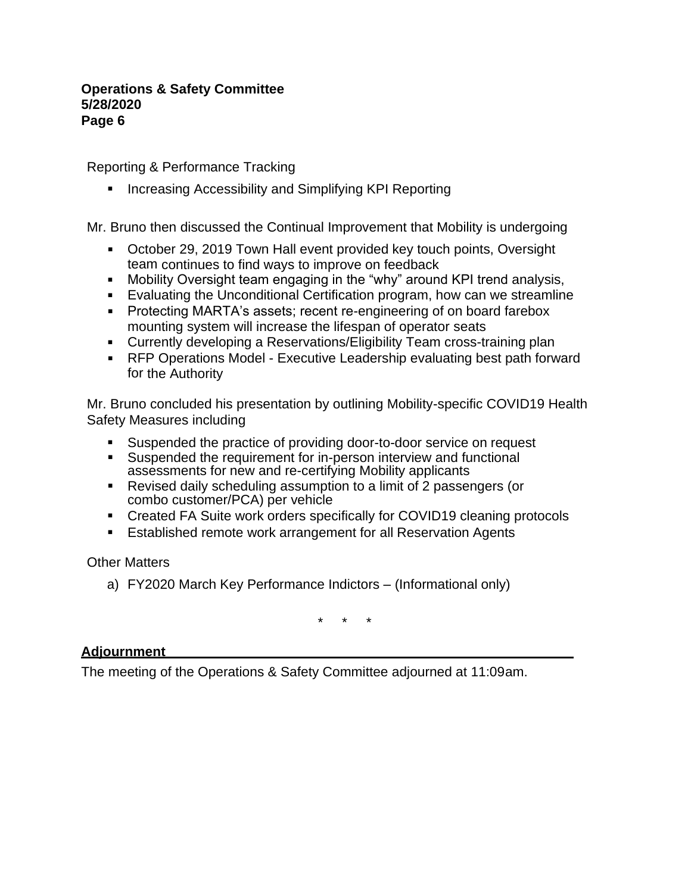Reporting & Performance Tracking

- Increasing Accessibility and Simplifying KPI Reporting

Mr. Bruno then discussed the Continual Improvement that Mobility is undergoing

- October 29, 2019 Town Hall event provided key touch points, Oversight team continues to find ways to improve on feedback
- Mobility Oversight team engaging in the "why" around KPI trend analysis,
- Evaluating the Unconditional Certification program, how can we streamline
- Protecting MARTA's assets; recent re-engineering of on board farebox mounting system will increase the lifespan of operator seats
- Currently developing a Reservations/Eligibility Team cross-training plan
- RFP Operations Model - Executive Leadership evaluating best path forward for the Authority

Mr. Bruno concluded his presentation by outlining Mobility-specific COVID19 Health Safety Measures including

- Suspended the practice of providing door-to-door service on request
- Suspended the requirement for in-person interview and functional assessments for new and re-certifying Mobility applicants
- Revised daily scheduling assumption to a limit of 2 passengers (or combo customer/PCA) per vehicle
- Created FA Suite work orders specifically for COVID19 cleaning protocols
- Established remote work arrangement for all Reservation Agents

Other Matters

a) FY2020 March Key Performance Indictors – (Informational only)

\*     \*     \*

**Adjournment**

The meeting of the Operations & Safety Committee adjourned at 11:09am.